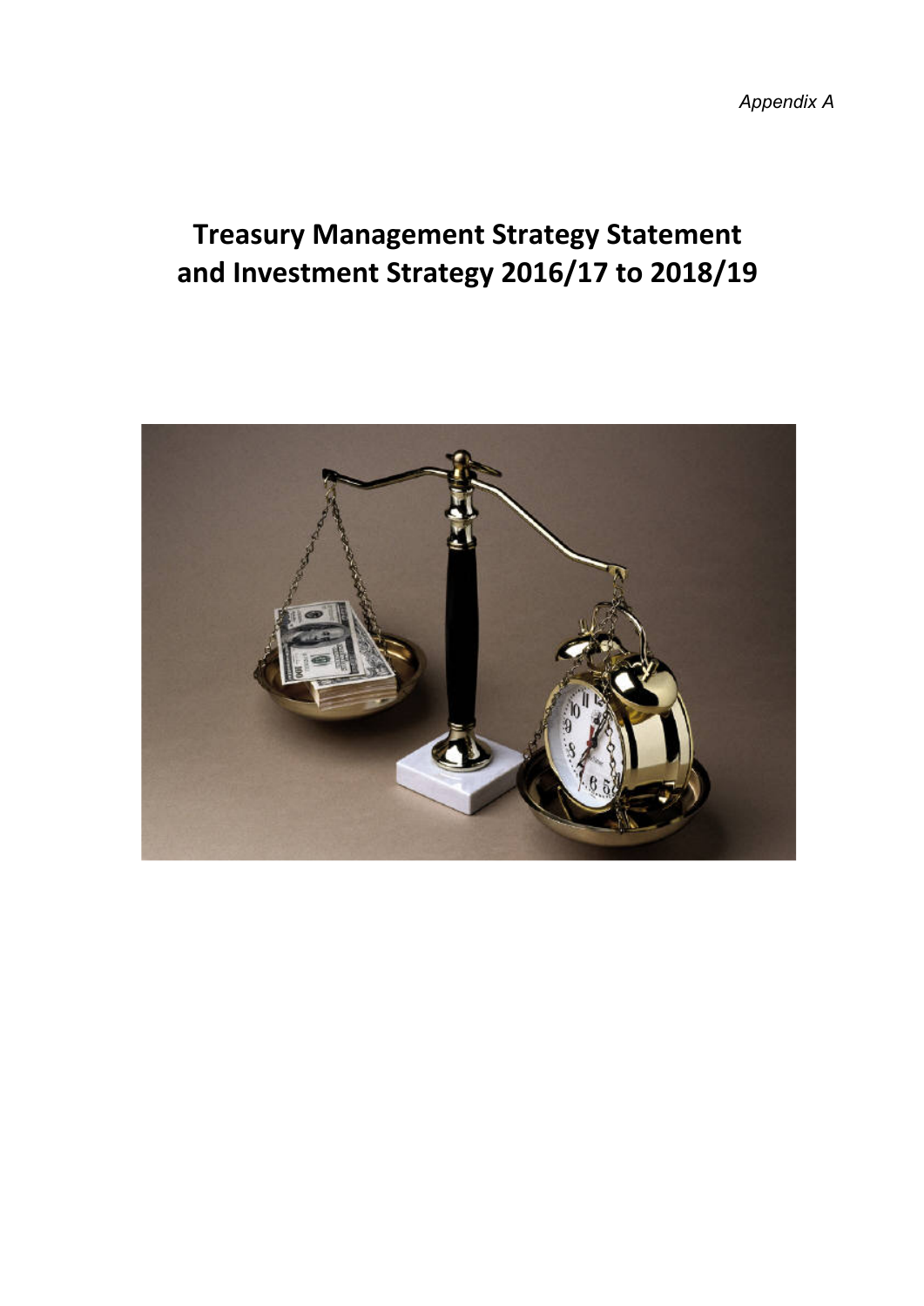*Appendix A*

# Treasury Management Strategy Statement and Investment Strategy 2016/17 to 2018/19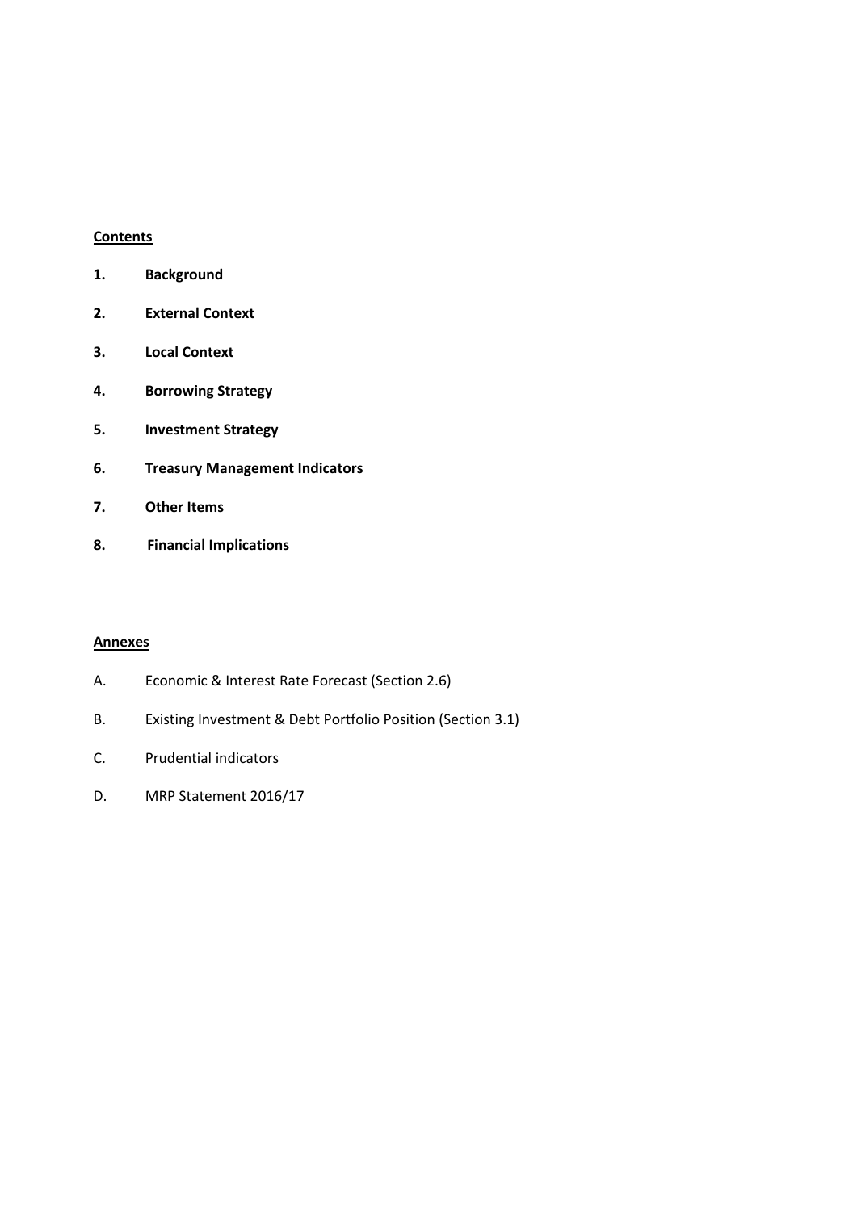**Contents**

1. **Background**
2. **External Context**
3. **Local Context**
4. **Borrowing Strategy**
5. **Investment Strategy**
6. **Treasury Management Indicators**
7. **Other Items**
8. **Financial Implications**

**Annexes**

A. Economic & Interest Rate Forecast (Section 2.6)

B. Existing Investment & Debt Portfolio Position (Section 3.1)

C. Prudential indicators

D. MRP Statement 2016/17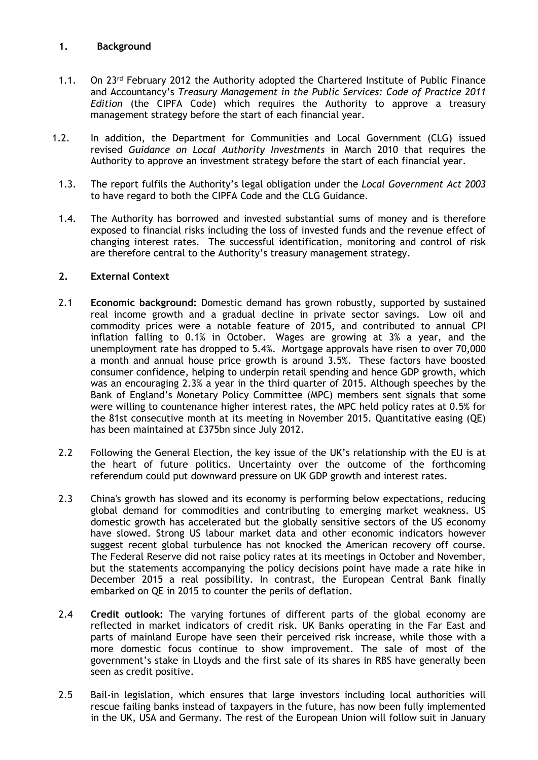## 1. Background

1.1. On 23rd February 2012 the Authority adopted the Chartered Institute of Public Finance and Accountancy's *Treasury Management in the Public Services: Code of Practice 2011 Edition* (the CIPFA Code) which requires the Authority to approve a treasury management strategy before the start of each financial year.

1.2. In addition, the Department for Communities and Local Government (CLG) issued revised *Guidance on Local Authority Investments* in March 2010 that requires the Authority to approve an investment strategy before the start of each financial year.

1.3. The report fulfils the Authority's legal obligation under the *Local Government Act 2003* to have regard to both the CIPFA Code and the CLG Guidance.

1.4. The Authority has borrowed and invested substantial sums of money and is therefore exposed to financial risks including the loss of invested funds and the revenue effect of changing interest rates. The successful identification, monitoring and control of risk are therefore central to the Authority's treasury management strategy.

## 2. External Context

2.1 **Economic background:** Domestic demand has grown robustly, supported by sustained real income growth and a gradual decline in private sector savings. Low oil and commodity prices were a notable feature of 2015, and contributed to annual CPI inflation falling to 0.1% in October. Wages are growing at 3% a year, and the unemployment rate has dropped to 5.4%. Mortgage approvals have risen to over 70,000 a month and annual house price growth is around 3.5%. These factors have boosted consumer confidence, helping to underpin retail spending and hence GDP growth, which was an encouraging 2.3% a year in the third quarter of 2015. Although speeches by the Bank of England's Monetary Policy Committee (MPC) members sent signals that some were willing to countenance higher interest rates, the MPC held policy rates at 0.5% for the 81st consecutive month at its meeting in November 2015. Quantitative easing (QE) has been maintained at £375bn since July 2012.

2.2 Following the General Election, the key issue of the UK's relationship with the EU is at the heart of future politics. Uncertainty over the outcome of the forthcoming referendum could put downward pressure on UK GDP growth and interest rates.

2.3 China's growth has slowed and its economy is performing below expectations, reducing global demand for commodities and contributing to emerging market weakness. US domestic growth has accelerated but the globally sensitive sectors of the US economy have slowed. Strong US labour market data and other economic indicators however suggest recent global turbulence has not knocked the American recovery off course. The Federal Reserve did not raise policy rates at its meetings in October and November, but the statements accompanying the policy decisions point have made a rate hike in December 2015 a real possibility. In contrast, the European Central Bank finally embarked on QE in 2015 to counter the perils of deflation.

2.4 **Credit outlook:** The varying fortunes of different parts of the global economy are reflected in market indicators of credit risk. UK Banks operating in the Far East and parts of mainland Europe have seen their perceived risk increase, while those with a more domestic focus continue to show improvement. The sale of most of the government's stake in Lloyds and the first sale of its shares in RBS have generally been seen as credit positive.

2.5 Bail-in legislation, which ensures that large investors including local authorities will rescue failing banks instead of taxpayers in the future, has now been fully implemented in the UK, USA and Germany. The rest of the European Union will follow suit in January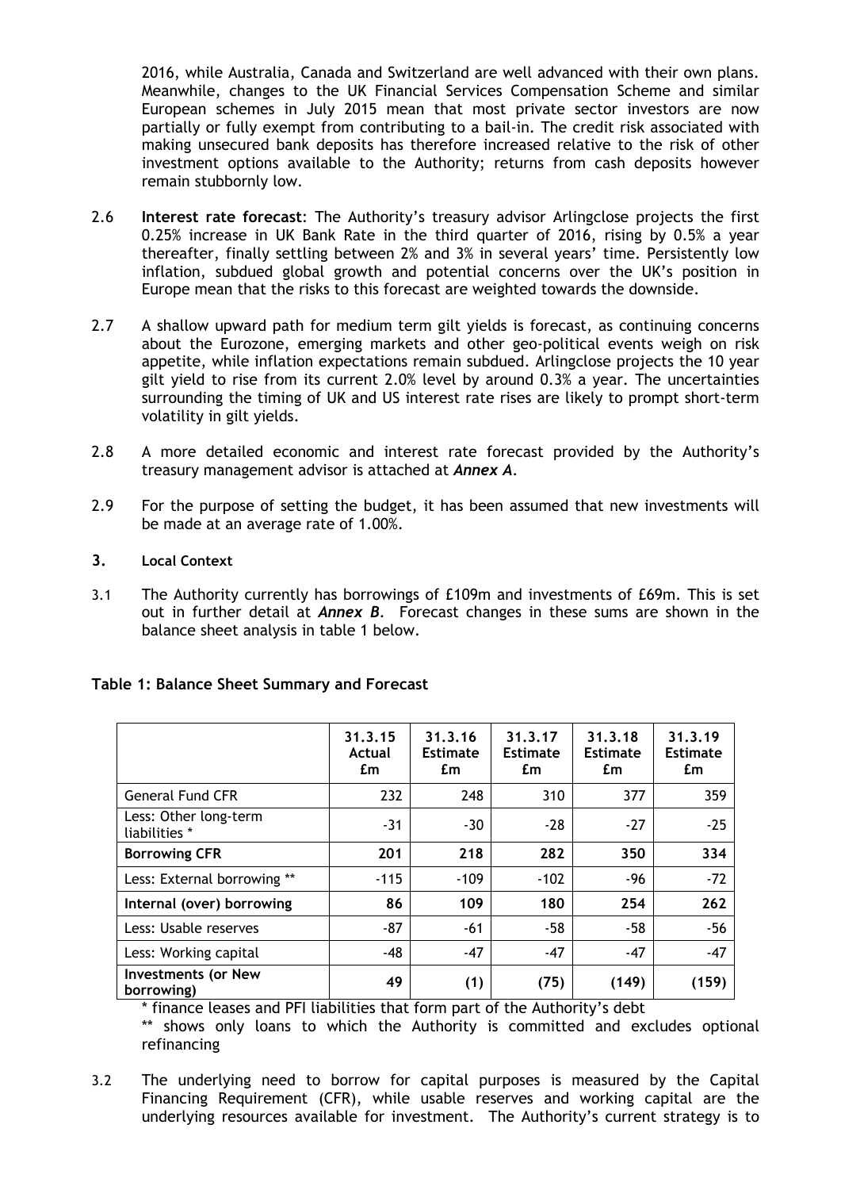2016, while Australia, Canada and Switzerland are well advanced with their own plans. Meanwhile, changes to the UK Financial Services Compensation Scheme and similar European schemes in July 2015 mean that most private sector investors are now partially or fully exempt from contributing to a bail-in. The credit risk associated with making unsecured bank deposits has therefore increased relative to the risk of other investment options available to the Authority; returns from cash deposits however remain stubbornly low.

2.6 **Interest rate forecast**: The Authority's treasury advisor Arlingclose projects the first 0.25% increase in UK Bank Rate in the third quarter of 2016, rising by 0.5% a year thereafter, finally settling between 2% and 3% in several years' time. Persistently low inflation, subdued global growth and potential concerns over the UK's position in Europe mean that the risks to this forecast are weighted towards the downside.

2.7 A shallow upward path for medium term gilt yields is forecast, as continuing concerns about the Eurozone, emerging markets and other geo-political events weigh on risk appetite, while inflation expectations remain subdued. Arlingclose projects the 10 year gilt yield to rise from its current 2.0% level by around 0.3% a year. The uncertainties surrounding the timing of UK and US interest rate rises are likely to prompt short-term volatility in gilt yields.

2.8 A more detailed economic and interest rate forecast provided by the Authority's treasury management advisor is attached at ***Annex A***.

2.9 For the purpose of setting the budget, it has been assumed that new investments will be made at an average rate of 1.00%.

## 3. Local Context

3.1 The Authority currently has borrowings of £109m and investments of £69m. This is set out in further detail at ***Annex B***. Forecast changes in these sums are shown in the balance sheet analysis in table 1 below.

**Table 1: Balance Sheet Summary and Forecast**

| | 31.3.15 Actual £m | 31.3.16 Estimate £m | 31.3.17 Estimate £m | 31.3.18 Estimate £m | 31.3.19 Estimate £m |
|---|---|---|---|---|---|
| General Fund CFR | 232 | 248 | 310 | 377 | 359 |
| Less: Other long-term liabilities * | -31 | -30 | -28 | -27 | -25 |
| **Borrowing CFR** | **201** | **218** | **282** | **350** | **334** |
| Less: External borrowing ** | -115 | -109 | -102 | -96 | -72 |
| **Internal (over) borrowing** | **86** | **109** | **180** | **254** | **262** |
| Less: Usable reserves | -87 | -61 | -58 | -58 | -56 |
| Less: Working capital | -48 | -47 | -47 | -47 | -47 |
| **Investments (or New borrowing)** | **49** | **(1)** | **(75)** | **(149)** | **(159)** |

\* finance leases and PFI liabilities that form part of the Authority's debt

\*\* shows only loans to which the Authority is committed and excludes optional refinancing

3.2 The underlying need to borrow for capital purposes is measured by the Capital Financing Requirement (CFR), while usable reserves and working capital are the underlying resources available for investment. The Authority's current strategy is to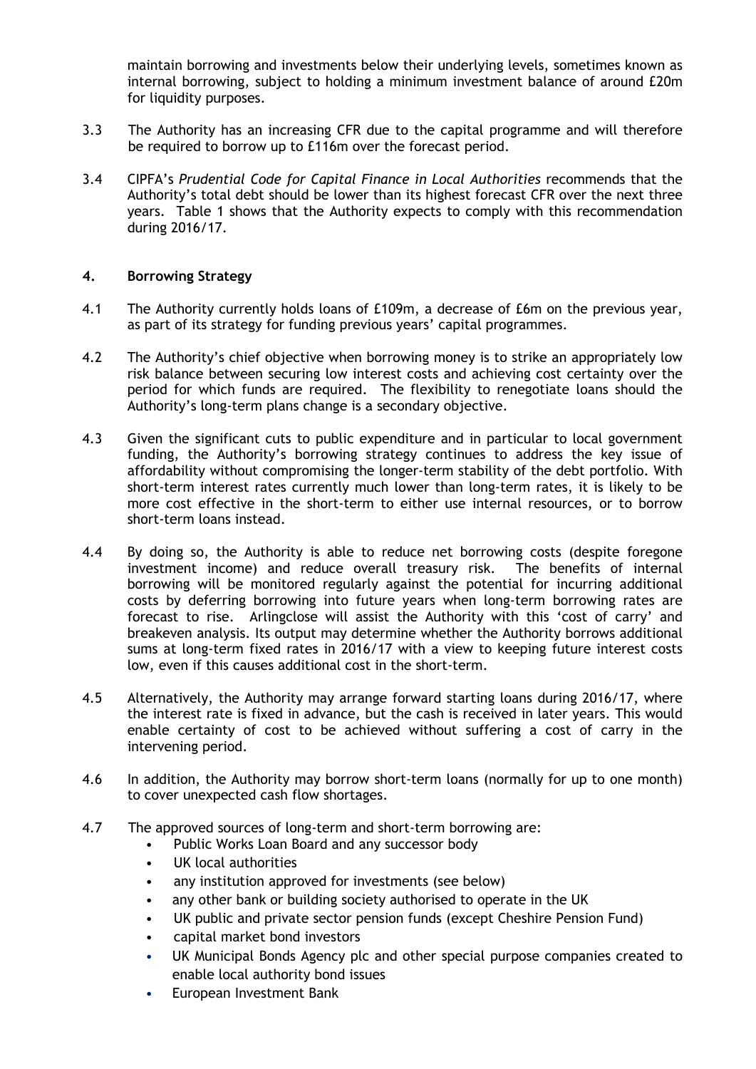maintain borrowing and investments below their underlying levels, sometimes known as internal borrowing, subject to holding a minimum investment balance of around £20m for liquidity purposes.

3.3 The Authority has an increasing CFR due to the capital programme and will therefore be required to borrow up to £116m over the forecast period.

3.4 CIPFA's *Prudential Code for Capital Finance in Local Authorities* recommends that the Authority's total debt should be lower than its highest forecast CFR over the next three years. Table 1 shows that the Authority expects to comply with this recommendation during 2016/17.

## 4. Borrowing Strategy

4.1 The Authority currently holds loans of £109m, a decrease of £6m on the previous year, as part of its strategy for funding previous years' capital programmes.

4.2 The Authority's chief objective when borrowing money is to strike an appropriately low risk balance between securing low interest costs and achieving cost certainty over the period for which funds are required. The flexibility to renegotiate loans should the Authority's long-term plans change is a secondary objective.

4.3 Given the significant cuts to public expenditure and in particular to local government funding, the Authority's borrowing strategy continues to address the key issue of affordability without compromising the longer-term stability of the debt portfolio. With short-term interest rates currently much lower than long-term rates, it is likely to be more cost effective in the short-term to either use internal resources, or to borrow short-term loans instead.

4.4 By doing so, the Authority is able to reduce net borrowing costs (despite foregone investment income) and reduce overall treasury risk. The benefits of internal borrowing will be monitored regularly against the potential for incurring additional costs by deferring borrowing into future years when long-term borrowing rates are forecast to rise. Arlingclose will assist the Authority with this 'cost of carry' and breakeven analysis. Its output may determine whether the Authority borrows additional sums at long-term fixed rates in 2016/17 with a view to keeping future interest costs low, even if this causes additional cost in the short-term.

4.5 Alternatively, the Authority may arrange forward starting loans during 2016/17, where the interest rate is fixed in advance, but the cash is received in later years. This would enable certainty of cost to be achieved without suffering a cost of carry in the intervening period.

4.6 In addition, the Authority may borrow short-term loans (normally for up to one month) to cover unexpected cash flow shortages.

4.7 The approved sources of long-term and short-term borrowing are:

- Public Works Loan Board and any successor body
- UK local authorities
- any institution approved for investments (see below)
- any other bank or building society authorised to operate in the UK
- UK public and private sector pension funds (except Cheshire Pension Fund)
- capital market bond investors
- UK Municipal Bonds Agency plc and other special purpose companies created to enable local authority bond issues
- European Investment Bank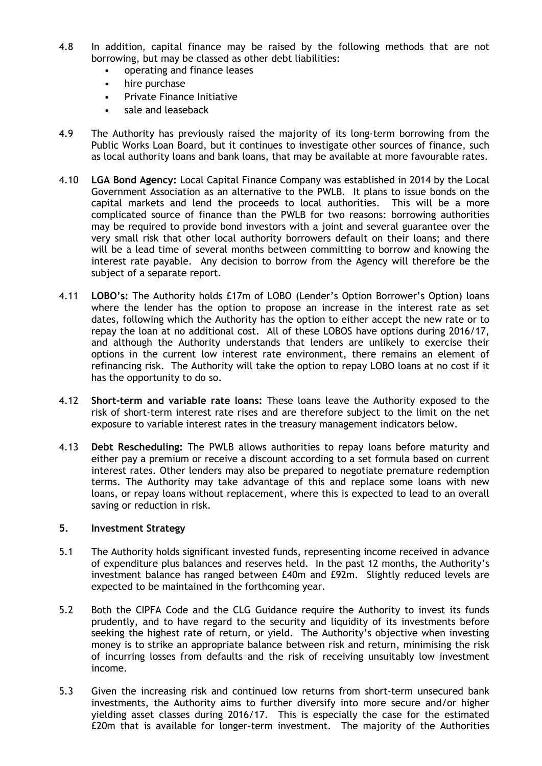4.8 In addition, capital finance may be raised by the following methods that are not borrowing, but may be classed as other debt liabilities:

- operating and finance leases
- hire purchase
- Private Finance Initiative
- sale and leaseback

4.9 The Authority has previously raised the majority of its long-term borrowing from the Public Works Loan Board, but it continues to investigate other sources of finance, such as local authority loans and bank loans, that may be available at more favourable rates.

4.10 **LGA Bond Agency:** Local Capital Finance Company was established in 2014 by the Local Government Association as an alternative to the PWLB. It plans to issue bonds on the capital markets and lend the proceeds to local authorities. This will be a more complicated source of finance than the PWLB for two reasons: borrowing authorities may be required to provide bond investors with a joint and several guarantee over the very small risk that other local authority borrowers default on their loans; and there will be a lead time of several months between committing to borrow and knowing the interest rate payable. Any decision to borrow from the Agency will therefore be the subject of a separate report.

4.11 **LOBO's:** The Authority holds £17m of LOBO (Lender's Option Borrower's Option) loans where the lender has the option to propose an increase in the interest rate as set dates, following which the Authority has the option to either accept the new rate or to repay the loan at no additional cost. All of these LOBOS have options during 2016/17, and although the Authority understands that lenders are unlikely to exercise their options in the current low interest rate environment, there remains an element of refinancing risk. The Authority will take the option to repay LOBO loans at no cost if it has the opportunity to do so.

4.12 **Short-term and variable rate loans:** These loans leave the Authority exposed to the risk of short-term interest rate rises and are therefore subject to the limit on the net exposure to variable interest rates in the treasury management indicators below.

4.13 **Debt Rescheduling:** The PWLB allows authorities to repay loans before maturity and either pay a premium or receive a discount according to a set formula based on current interest rates. Other lenders may also be prepared to negotiate premature redemption terms. The Authority may take advantage of this and replace some loans with new loans, or repay loans without replacement, where this is expected to lead to an overall saving or reduction in risk.

## 5. Investment Strategy

5.1 The Authority holds significant invested funds, representing income received in advance of expenditure plus balances and reserves held. In the past 12 months, the Authority's investment balance has ranged between £40m and £92m. Slightly reduced levels are expected to be maintained in the forthcoming year.

5.2 Both the CIPFA Code and the CLG Guidance require the Authority to invest its funds prudently, and to have regard to the security and liquidity of its investments before seeking the highest rate of return, or yield. The Authority's objective when investing money is to strike an appropriate balance between risk and return, minimising the risk of incurring losses from defaults and the risk of receiving unsuitably low investment income.

5.3 Given the increasing risk and continued low returns from short-term unsecured bank investments, the Authority aims to further diversify into more secure and/or higher yielding asset classes during 2016/17. This is especially the case for the estimated £20m that is available for longer-term investment. The majority of the Authorities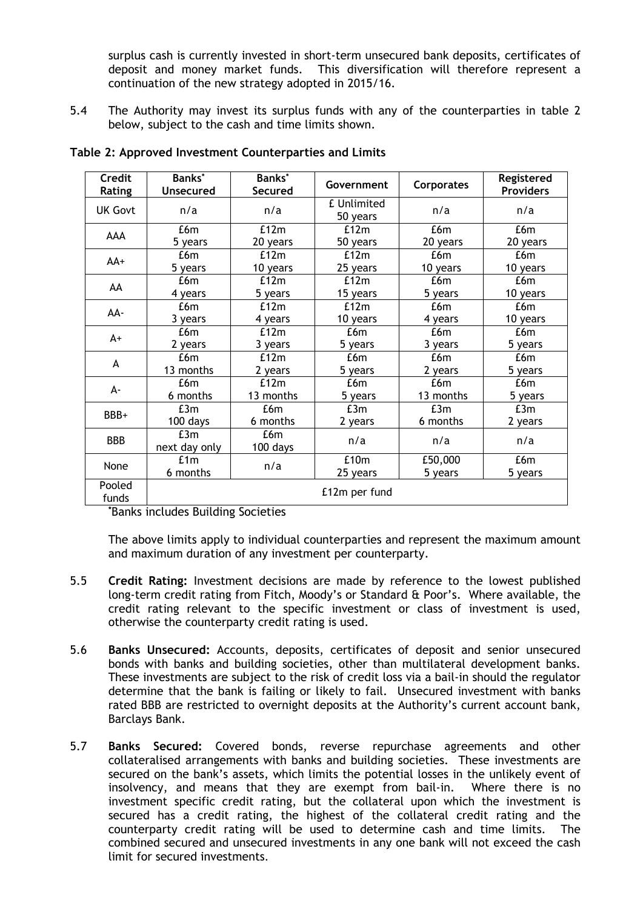surplus cash is currently invested in short-term unsecured bank deposits, certificates of deposit and money market funds. This diversification will therefore represent a continuation of the new strategy adopted in 2015/16.

5.4 The Authority may invest its surplus funds with any of the counterparties in table 2 below, subject to the cash and time limits shown.

**Table 2: Approved Investment Counterparties and Limits**

| Credit Rating | Banks* Unsecured | Banks* Secured | Government | Corporates | Registered Providers |
|---|---|---|---|---|---|
| UK Govt | n/a | n/a | £ Unlimited 50 years | n/a | n/a |
| AAA | £6m 5 years | £12m 20 years | £12m 50 years | £6m 20 years | £6m 20 years |
| AA+ | £6m 5 years | £12m 10 years | £12m 25 years | £6m 10 years | £6m 10 years |
| AA | £6m 4 years | £12m 5 years | £12m 15 years | £6m 5 years | £6m 10 years |
| AA- | £6m 3 years | £12m 4 years | £12m 10 years | £6m 4 years | £6m 10 years |
| A+ | £6m 2 years | £12m 3 years | £6m 5 years | £6m 3 years | £6m 5 years |
| A | £6m 13 months | £12m 2 years | £6m 5 years | £6m 2 years | £6m 5 years |
| A- | £6m 6 months | £12m 13 months | £6m 5 years | £6m 13 months | £6m 5 years |
| BBB+ | £3m 100 days | £6m 6 months | £3m 2 years | £3m 6 months | £3m 2 years |
| BBB | £3m next day only | £6m 100 days | n/a | n/a | n/a |
| None | £1m 6 months | n/a | £10m 25 years | £50,000 5 years | £6m 5 years |
| Pooled funds | £12m per fund | | | | |

*Banks includes Building Societies

The above limits apply to individual counterparties and represent the maximum amount and maximum duration of any investment per counterparty.

5.5 **Credit Rating:** Investment decisions are made by reference to the lowest published long-term credit rating from Fitch, Moody's or Standard & Poor's. Where available, the credit rating relevant to the specific investment or class of investment is used, otherwise the counterparty credit rating is used.

5.6 **Banks Unsecured:** Accounts, deposits, certificates of deposit and senior unsecured bonds with banks and building societies, other than multilateral development banks. These investments are subject to the risk of credit loss via a bail-in should the regulator determine that the bank is failing or likely to fail. Unsecured investment with banks rated BBB are restricted to overnight deposits at the Authority's current account bank, Barclays Bank.

5.7 **Banks Secured:** Covered bonds, reverse repurchase agreements and other collateralised arrangements with banks and building societies. These investments are secured on the bank's assets, which limits the potential losses in the unlikely event of insolvency, and means that they are exempt from bail-in. Where there is no investment specific credit rating, but the collateral upon which the investment is secured has a credit rating, the highest of the collateral credit rating and the counterparty credit rating will be used to determine cash and time limits. The combined secured and unsecured investments in any one bank will not exceed the cash limit for secured investments.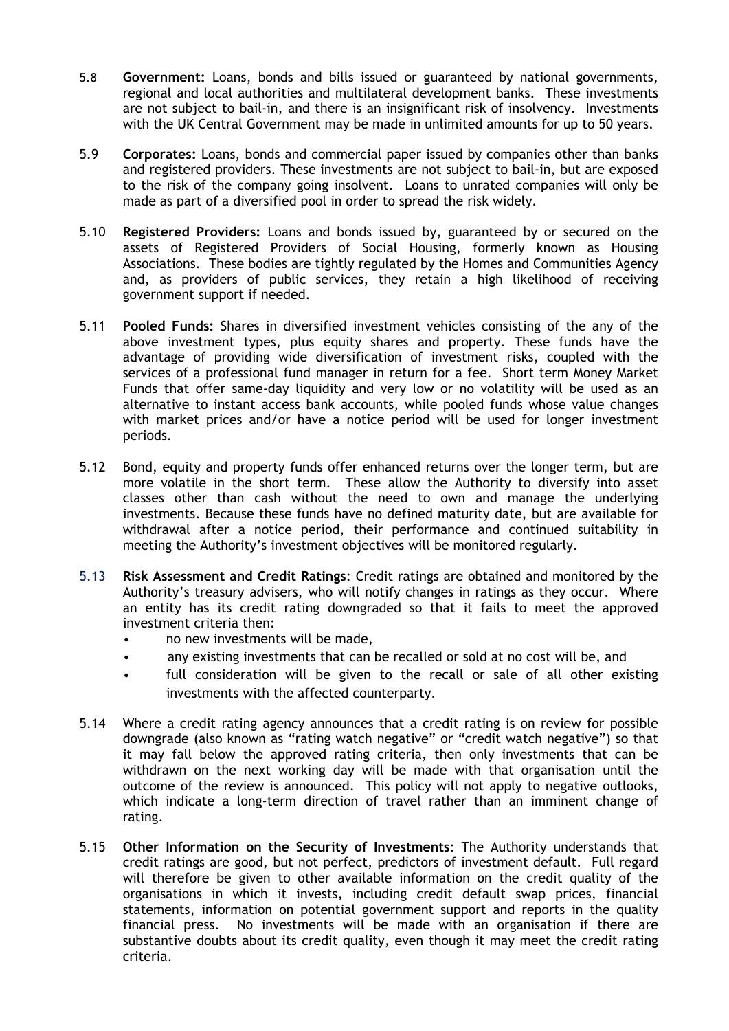5.8 **Government:** Loans, bonds and bills issued or guaranteed by national governments, regional and local authorities and multilateral development banks. These investments are not subject to bail-in, and there is an insignificant risk of insolvency. Investments with the UK Central Government may be made in unlimited amounts for up to 50 years.

5.9 **Corporates:** Loans, bonds and commercial paper issued by companies other than banks and registered providers. These investments are not subject to bail-in, but are exposed to the risk of the company going insolvent. Loans to unrated companies will only be made as part of a diversified pool in order to spread the risk widely.

5.10 **Registered Providers:** Loans and bonds issued by, guaranteed by or secured on the assets of Registered Providers of Social Housing, formerly known as Housing Associations. These bodies are tightly regulated by the Homes and Communities Agency and, as providers of public services, they retain a high likelihood of receiving government support if needed.

5.11 **Pooled Funds:** Shares in diversified investment vehicles consisting of the any of the above investment types, plus equity shares and property. These funds have the advantage of providing wide diversification of investment risks, coupled with the services of a professional fund manager in return for a fee. Short term Money Market Funds that offer same-day liquidity and very low or no volatility will be used as an alternative to instant access bank accounts, while pooled funds whose value changes with market prices and/or have a notice period will be used for longer investment periods.

5.12 Bond, equity and property funds offer enhanced returns over the longer term, but are more volatile in the short term. These allow the Authority to diversify into asset classes other than cash without the need to own and manage the underlying investments. Because these funds have no defined maturity date, but are available for withdrawal after a notice period, their performance and continued suitability in meeting the Authority's investment objectives will be monitored regularly.

5.13 **Risk Assessment and Credit Ratings**: Credit ratings are obtained and monitored by the Authority's treasury advisers, who will notify changes in ratings as they occur. Where an entity has its credit rating downgraded so that it fails to meet the approved investment criteria then:

- no new investments will be made,
- any existing investments that can be recalled or sold at no cost will be, and
- full consideration will be given to the recall or sale of all other existing investments with the affected counterparty.

5.14 Where a credit rating agency announces that a credit rating is on review for possible downgrade (also known as "rating watch negative" or "credit watch negative") so that it may fall below the approved rating criteria, then only investments that can be withdrawn on the next working day will be made with that organisation until the outcome of the review is announced. This policy will not apply to negative outlooks, which indicate a long-term direction of travel rather than an imminent change of rating.

5.15 **Other Information on the Security of Investments**: The Authority understands that credit ratings are good, but not perfect, predictors of investment default. Full regard will therefore be given to other available information on the credit quality of the organisations in which it invests, including credit default swap prices, financial statements, information on potential government support and reports in the quality financial press. No investments will be made with an organisation if there are substantive doubts about its credit quality, even though it may meet the credit rating criteria.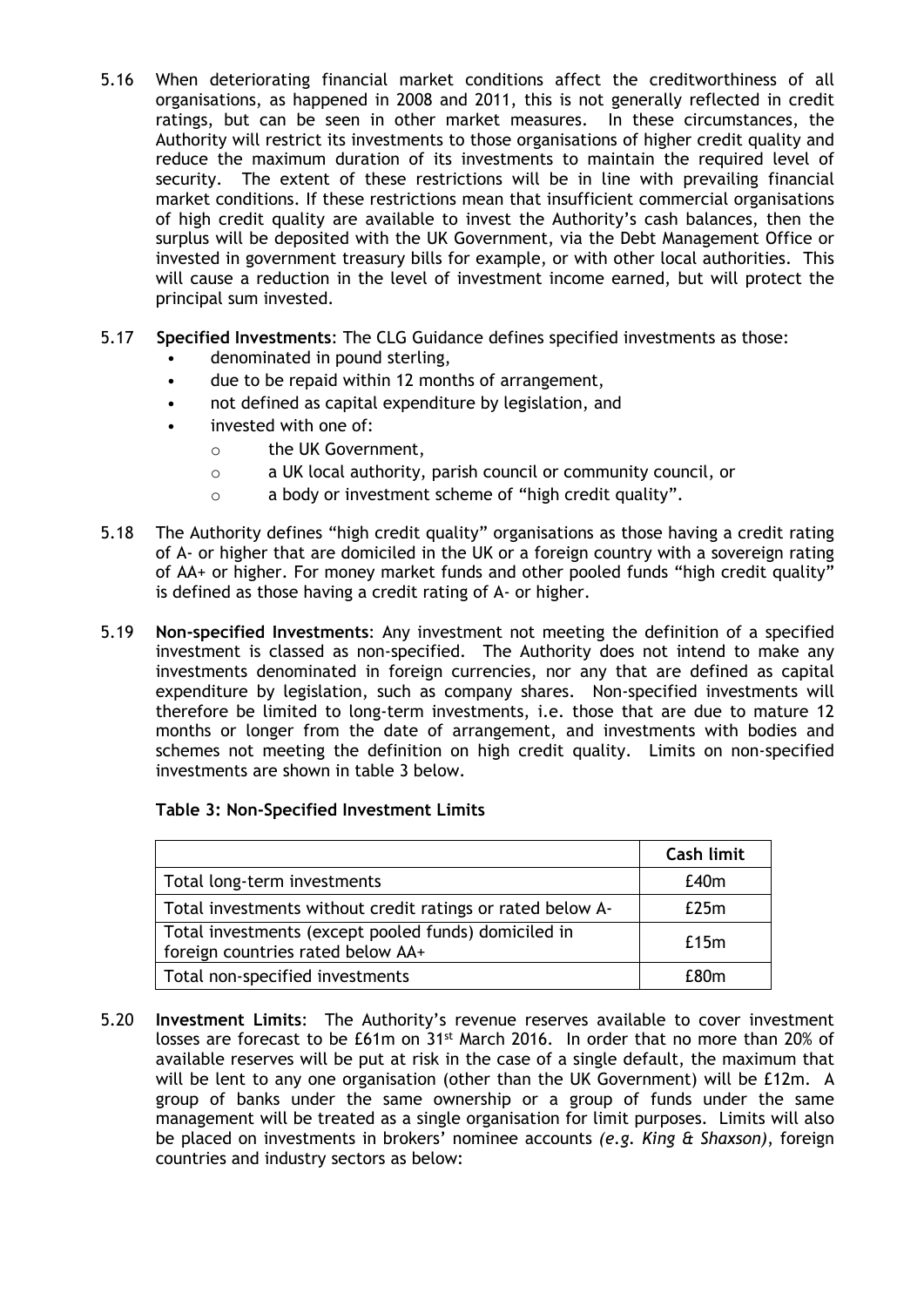5.16 When deteriorating financial market conditions affect the creditworthiness of all organisations, as happened in 2008 and 2011, this is not generally reflected in credit ratings, but can be seen in other market measures. In these circumstances, the Authority will restrict its investments to those organisations of higher credit quality and reduce the maximum duration of its investments to maintain the required level of security. The extent of these restrictions will be in line with prevailing financial market conditions. If these restrictions mean that insufficient commercial organisations of high credit quality are available to invest the Authority's cash balances, then the surplus will be deposited with the UK Government, via the Debt Management Office or invested in government treasury bills for example, or with other local authorities. This will cause a reduction in the level of investment income earned, but will protect the principal sum invested.

5.17 **Specified Investments**: The CLG Guidance defines specified investments as those:

- denominated in pound sterling,
- due to be repaid within 12 months of arrangement,
- not defined as capital expenditure by legislation, and
- invested with one of:
  - the UK Government,
  - a UK local authority, parish council or community council, or
  - a body or investment scheme of "high credit quality".

5.18 The Authority defines "high credit quality" organisations as those having a credit rating of A- or higher that are domiciled in the UK or a foreign country with a sovereign rating of AA+ or higher. For money market funds and other pooled funds "high credit quality" is defined as those having a credit rating of A- or higher.

5.19 **Non-specified Investments**: Any investment not meeting the definition of a specified investment is classed as non-specified. The Authority does not intend to make any investments denominated in foreign currencies, nor any that are defined as capital expenditure by legislation, such as company shares. Non-specified investments will therefore be limited to long-term investments, i.e. those that are due to mature 12 months or longer from the date of arrangement, and investments with bodies and schemes not meeting the definition on high credit quality. Limits on non-specified investments are shown in table 3 below.

**Table 3: Non-Specified Investment Limits**

| | **Cash limit** |
|---|---|
| Total long-term investments | £40m |
| Total investments without credit ratings or rated below A- | £25m |
| Total investments (except pooled funds) domiciled in foreign countries rated below AA+ | £15m |
| Total non-specified investments | £80m |

5.20 **Investment Limits**: The Authority's revenue reserves available to cover investment losses are forecast to be £61m on 31st March 2016. In order that no more than 20% of available reserves will be put at risk in the case of a single default, the maximum that will be lent to any one organisation (other than the UK Government) will be £12m. A group of banks under the same ownership or a group of funds under the same management will be treated as a single organisation for limit purposes. Limits will also be placed on investments in brokers' nominee accounts *(e.g. King & Shaxson)*, foreign countries and industry sectors as below: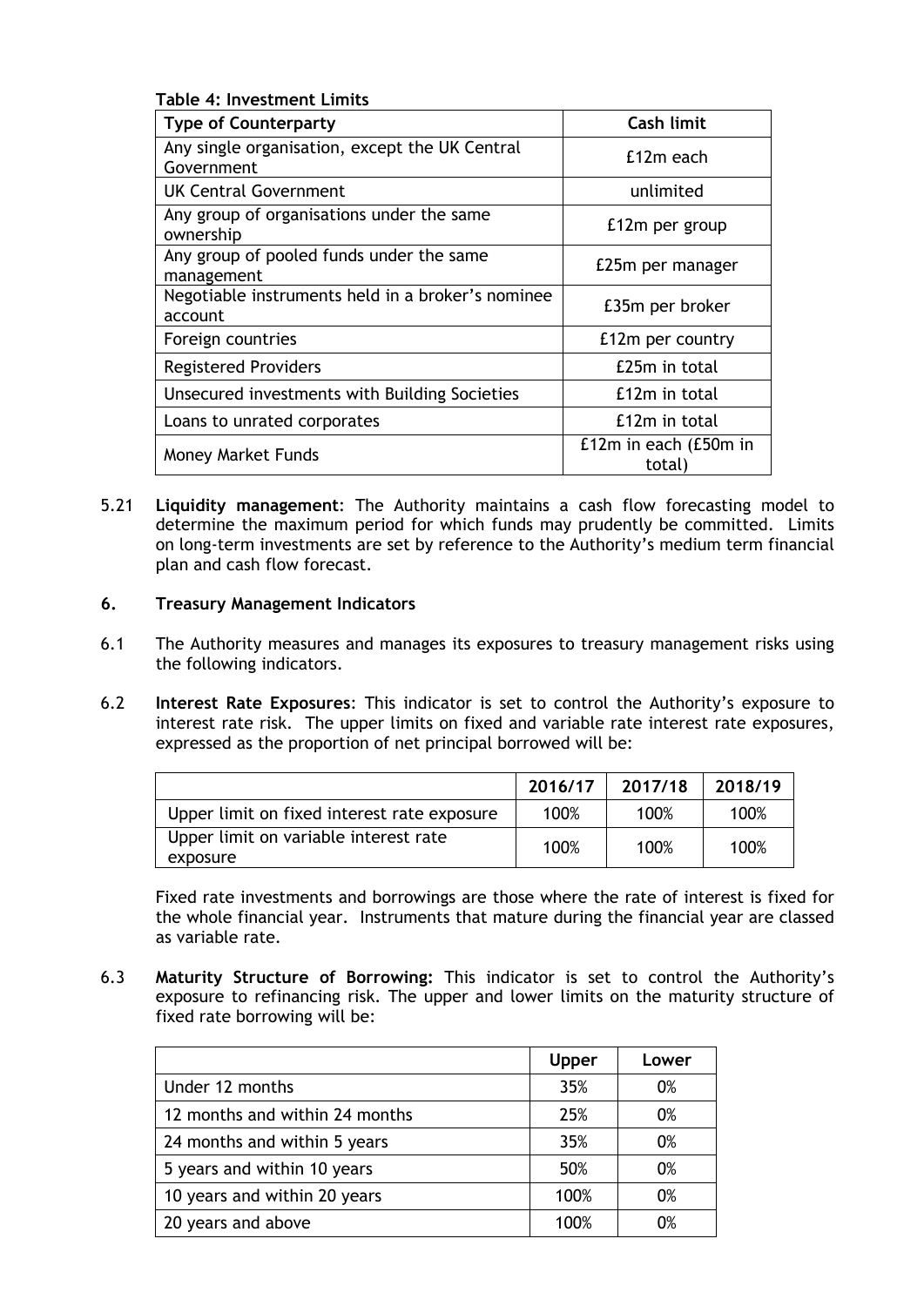**Table 4: Investment Limits**

| Type of Counterparty | Cash limit |
| --- | --- |
| Any single organisation, except the UK Central Government | £12m each |
| UK Central Government | unlimited |
| Any group of organisations under the same ownership | £12m per group |
| Any group of pooled funds under the same management | £25m per manager |
| Negotiable instruments held in a broker's nominee account | £35m per broker |
| Foreign countries | £12m per country |
| Registered Providers | £25m in total |
| Unsecured investments with Building Societies | £12m in total |
| Loans to unrated corporates | £12m in total |
| Money Market Funds | £12m in each (£50m in total) |

5.21 **Liquidity management**: The Authority maintains a cash flow forecasting model to determine the maximum period for which funds may prudently be committed. Limits on long-term investments are set by reference to the Authority's medium term financial plan and cash flow forecast.

## 6. Treasury Management Indicators

6.1 The Authority measures and manages its exposures to treasury management risks using the following indicators.

6.2 **Interest Rate Exposures**: This indicator is set to control the Authority's exposure to interest rate risk. The upper limits on fixed and variable rate interest rate exposures, expressed as the proportion of net principal borrowed will be:

| | 2016/17 | 2017/18 | 2018/19 |
| --- | --- | --- | --- |
| Upper limit on fixed interest rate exposure | 100% | 100% | 100% |
| Upper limit on variable interest rate exposure | 100% | 100% | 100% |

Fixed rate investments and borrowings are those where the rate of interest is fixed for the whole financial year. Instruments that mature during the financial year are classed as variable rate.

6.3 **Maturity Structure of Borrowing:** This indicator is set to control the Authority's exposure to refinancing risk. The upper and lower limits on the maturity structure of fixed rate borrowing will be:

| | Upper | Lower |
| --- | --- | --- |
| Under 12 months | 35% | 0% |
| 12 months and within 24 months | 25% | 0% |
| 24 months and within 5 years | 35% | 0% |
| 5 years and within 10 years | 50% | 0% |
| 10 years and within 20 years | 100% | 0% |
| 20 years and above | 100% | 0% |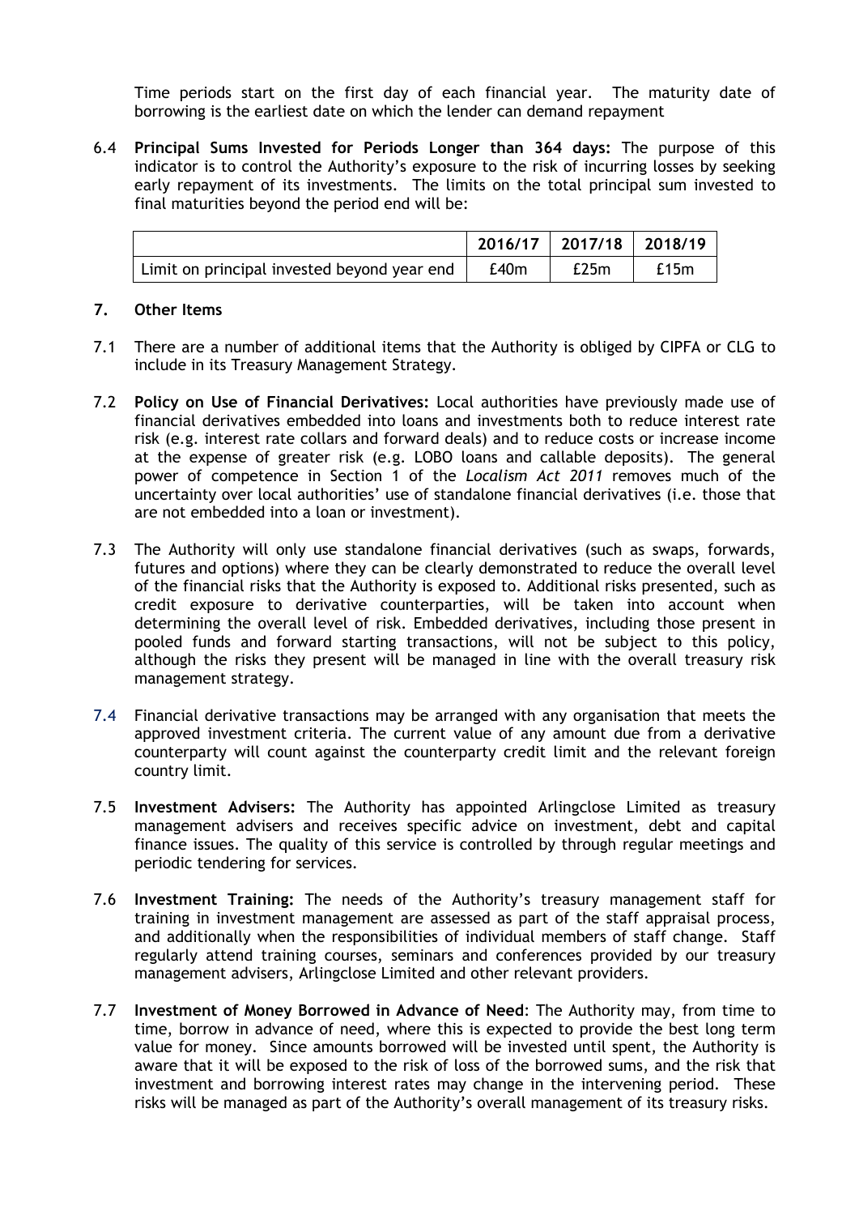Time periods start on the first day of each financial year. The maturity date of borrowing is the earliest date on which the lender can demand repayment

6.4 **Principal Sums Invested for Periods Longer than 364 days:** The purpose of this indicator is to control the Authority's exposure to the risk of incurring losses by seeking early repayment of its investments. The limits on the total principal sum invested to final maturities beyond the period end will be:

| | 2016/17 | 2017/18 | 2018/19 |
|---|---|---|---|
| Limit on principal invested beyond year end | £40m | £25m | £15m |

## 7. Other Items

7.1 There are a number of additional items that the Authority is obliged by CIPFA or CLG to include in its Treasury Management Strategy.

7.2 **Policy on Use of Financial Derivatives:** Local authorities have previously made use of financial derivatives embedded into loans and investments both to reduce interest rate risk (e.g. interest rate collars and forward deals) and to reduce costs or increase income at the expense of greater risk (e.g. LOBO loans and callable deposits). The general power of competence in Section 1 of the *Localism Act 2011* removes much of the uncertainty over local authorities' use of standalone financial derivatives (i.e. those that are not embedded into a loan or investment).

7.3 The Authority will only use standalone financial derivatives (such as swaps, forwards, futures and options) where they can be clearly demonstrated to reduce the overall level of the financial risks that the Authority is exposed to. Additional risks presented, such as credit exposure to derivative counterparties, will be taken into account when determining the overall level of risk. Embedded derivatives, including those present in pooled funds and forward starting transactions, will not be subject to this policy, although the risks they present will be managed in line with the overall treasury risk management strategy.

7.4 Financial derivative transactions may be arranged with any organisation that meets the approved investment criteria. The current value of any amount due from a derivative counterparty will count against the counterparty credit limit and the relevant foreign country limit.

7.5 **Investment Advisers:** The Authority has appointed Arlingclose Limited as treasury management advisers and receives specific advice on investment, debt and capital finance issues. The quality of this service is controlled by through regular meetings and periodic tendering for services.

7.6 **Investment Training:** The needs of the Authority's treasury management staff for training in investment management are assessed as part of the staff appraisal process, and additionally when the responsibilities of individual members of staff change. Staff regularly attend training courses, seminars and conferences provided by our treasury management advisers, Arlingclose Limited and other relevant providers.

7.7 **Investment of Money Borrowed in Advance of Need**: The Authority may, from time to time, borrow in advance of need, where this is expected to provide the best long term value for money. Since amounts borrowed will be invested until spent, the Authority is aware that it will be exposed to the risk of loss of the borrowed sums, and the risk that investment and borrowing interest rates may change in the intervening period. These risks will be managed as part of the Authority's overall management of its treasury risks.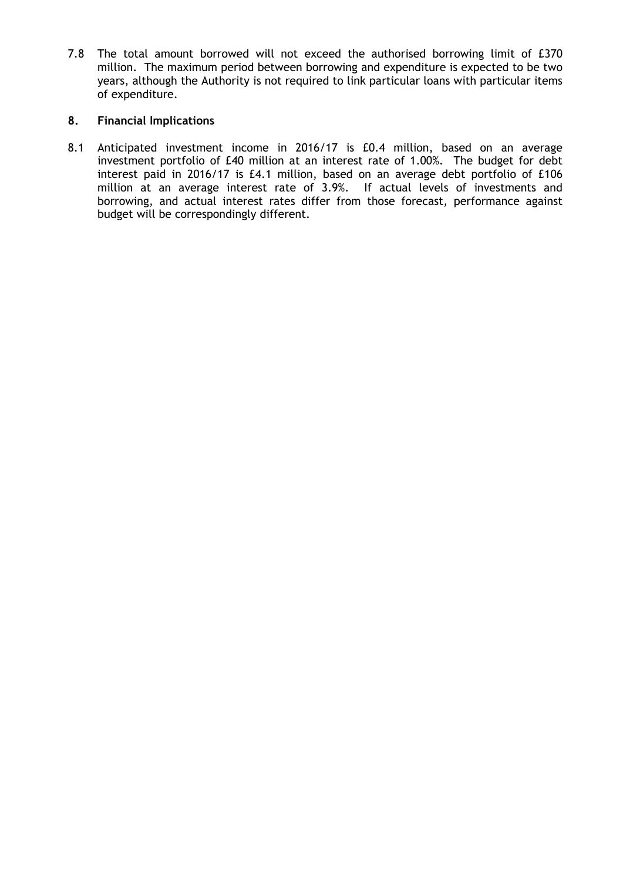7.8 The total amount borrowed will not exceed the authorised borrowing limit of £370 million. The maximum period between borrowing and expenditure is expected to be two years, although the Authority is not required to link particular loans with particular items of expenditure.

## 8. Financial Implications

8.1 Anticipated investment income in 2016/17 is £0.4 million, based on an average investment portfolio of £40 million at an interest rate of 1.00%. The budget for debt interest paid in 2016/17 is £4.1 million, based on an average debt portfolio of £106 million at an average interest rate of 3.9%. If actual levels of investments and borrowing, and actual interest rates differ from those forecast, performance against budget will be correspondingly different.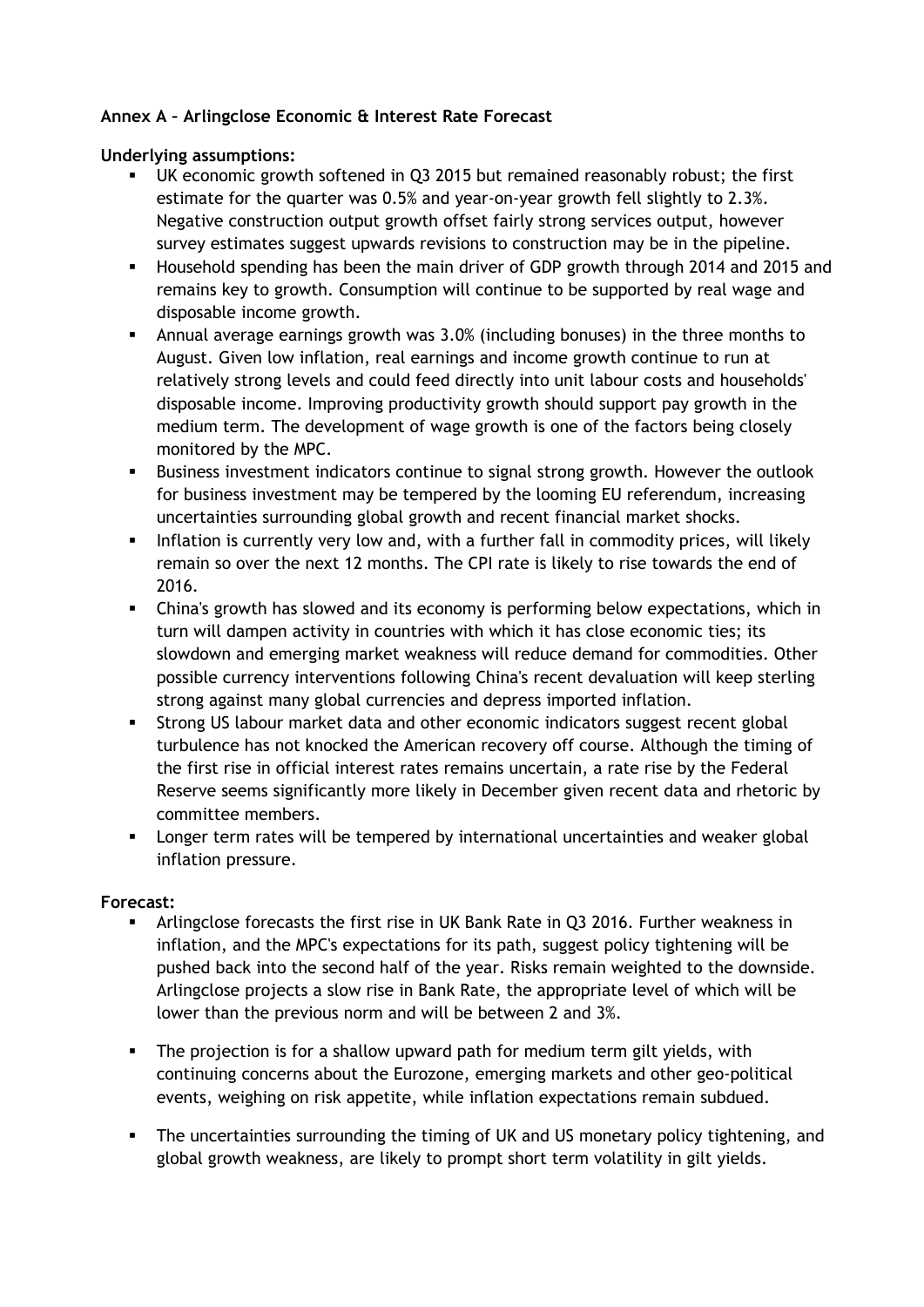**Annex A – Arlingclose Economic & Interest Rate Forecast**

**Underlying assumptions:**

- UK economic growth softened in Q3 2015 but remained reasonably robust; the first estimate for the quarter was 0.5% and year-on-year growth fell slightly to 2.3%. Negative construction output growth offset fairly strong services output, however survey estimates suggest upwards revisions to construction may be in the pipeline.
- Household spending has been the main driver of GDP growth through 2014 and 2015 and remains key to growth. Consumption will continue to be supported by real wage and disposable income growth.
- Annual average earnings growth was 3.0% (including bonuses) in the three months to August. Given low inflation, real earnings and income growth continue to run at relatively strong levels and could feed directly into unit labour costs and households' disposable income. Improving productivity growth should support pay growth in the medium term. The development of wage growth is one of the factors being closely monitored by the MPC.
- Business investment indicators continue to signal strong growth. However the outlook for business investment may be tempered by the looming EU referendum, increasing uncertainties surrounding global growth and recent financial market shocks.
- Inflation is currently very low and, with a further fall in commodity prices, will likely remain so over the next 12 months. The CPI rate is likely to rise towards the end of 2016.
- China's growth has slowed and its economy is performing below expectations, which in turn will dampen activity in countries with which it has close economic ties; its slowdown and emerging market weakness will reduce demand for commodities. Other possible currency interventions following China's recent devaluation will keep sterling strong against many global currencies and depress imported inflation.
- Strong US labour market data and other economic indicators suggest recent global turbulence has not knocked the American recovery off course. Although the timing of the first rise in official interest rates remains uncertain, a rate rise by the Federal Reserve seems significantly more likely in December given recent data and rhetoric by committee members.
- Longer term rates will be tempered by international uncertainties and weaker global inflation pressure.

**Forecast:**

- Arlingclose forecasts the first rise in UK Bank Rate in Q3 2016. Further weakness in inflation, and the MPC's expectations for its path, suggest policy tightening will be pushed back into the second half of the year. Risks remain weighted to the downside. Arlingclose projects a slow rise in Bank Rate, the appropriate level of which will be lower than the previous norm and will be between 2 and 3%.

- The projection is for a shallow upward path for medium term gilt yields, with continuing concerns about the Eurozone, emerging markets and other geo-political events, weighing on risk appetite, while inflation expectations remain subdued.

- The uncertainties surrounding the timing of UK and US monetary policy tightening, and global growth weakness, are likely to prompt short term volatility in gilt yields.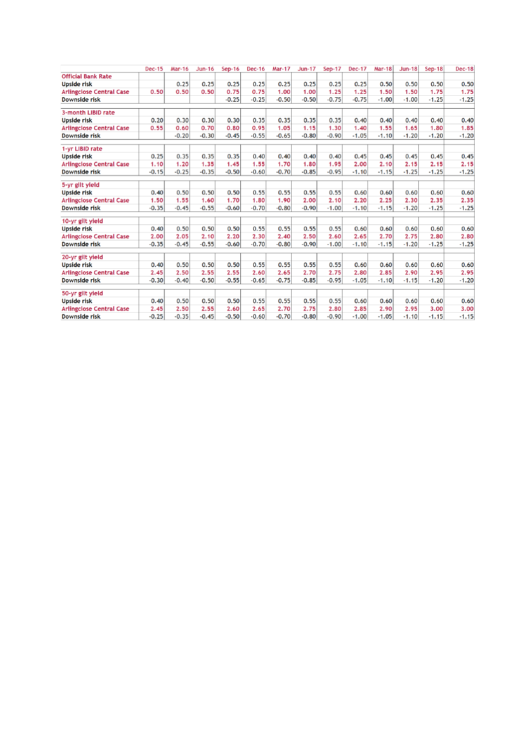| | Dec-15 | Mar-16 | Jun-16 | Sep-16 | Dec-16 | Mar-17 | Jun-17 | Sep-17 | Dec-17 | Mar-18 | Jun-18 | Sep-18 | Dec-18 |
|---|---|---|---|---|---|---|---|---|---|---|---|---|---|
| **Official Bank Rate** | | | | | | | | | | | | | |
| **Upside risk** | | 0.25 | 0.25 | 0.25 | 0.25 | 0.25 | 0.25 | 0.25 | 0.25 | 0.50 | 0.50 | 0.50 | 0.50 |
| **Arlingclose Central Case** | 0.50 | 0.50 | 0.50 | 0.75 | 0.75 | 1.00 | 1.00 | 1.25 | 1.25 | 1.50 | 1.50 | 1.75 | 1.75 |
| **Downside risk** | | | | -0.25 | -0.25 | -0.50 | -0.50 | -0.75 | -0.75 | -1.00 | -1.00 | -1.25 | -1.25 |
| **3-month LIBID rate** | | | | | | | | | | | | | |
| **Upside risk** | 0.20 | 0.30 | 0.30 | 0.30 | 0.35 | 0.35 | 0.35 | 0.35 | 0.40 | 0.40 | 0.40 | 0.40 | 0.40 |
| **Arlingclose Central Case** | 0.55 | 0.60 | 0.70 | 0.80 | 0.95 | 1.05 | 1.15 | 1.30 | 1.40 | 1.55 | 1.65 | 1.80 | 1.85 |
| **Downside risk** | | -0.20 | -0.30 | -0.45 | -0.55 | -0.65 | -0.80 | -0.90 | -1.05 | -1.10 | -1.20 | -1.20 | -1.20 |
| **1-yr LIBID rate** | | | | | | | | | | | | | |
| **Upside risk** | 0.25 | 0.35 | 0.35 | 0.35 | 0.40 | 0.40 | 0.40 | 0.40 | 0.45 | 0.45 | 0.45 | 0.45 | 0.45 |
| **Arlingclose Central Case** | 1.10 | 1.20 | 1.35 | 1.45 | 1.55 | 1.70 | 1.80 | 1.95 | 2.00 | 2.10 | 2.15 | 2.15 | 2.15 |
| **Downside risk** | -0.15 | -0.25 | -0.35 | -0.50 | -0.60 | -0.70 | -0.85 | -0.95 | -1.10 | -1.15 | -1.25 | -1.25 | -1.25 |
| **5-yr gilt yield** | | | | | | | | | | | | | |
| **Upside risk** | 0.40 | 0.50 | 0.50 | 0.50 | 0.55 | 0.55 | 0.55 | 0.55 | 0.60 | 0.60 | 0.60 | 0.60 | 0.60 |
| **Arlingclose Central Case** | 1.50 | 1.55 | 1.60 | 1.70 | 1.80 | 1.90 | 2.00 | 2.10 | 2.20 | 2.25 | 2.30 | 2.35 | 2.35 |
| **Downside risk** | -0.35 | -0.45 | -0.55 | -0.60 | -0.70 | -0.80 | -0.90 | -1.00 | -1.10 | -1.15 | -1.20 | -1.25 | -1.25 |
| **10-yr gilt yield** | | | | | | | | | | | | | |
| **Upside risk** | 0.40 | 0.50 | 0.50 | 0.50 | 0.55 | 0.55 | 0.55 | 0.55 | 0.60 | 0.60 | 0.60 | 0.60 | 0.60 |
| **Arlingclose Central Case** | 2.00 | 2.05 | 2.10 | 2.20 | 2.30 | 2.40 | 2.50 | 2.60 | 2.65 | 2.70 | 2.75 | 2.80 | 2.80 |
| **Downside risk** | -0.35 | -0.45 | -0.55 | -0.60 | -0.70 | -0.80 | -0.90 | -1.00 | -1.10 | -1.15 | -1.20 | -1.25 | -1.25 |
| **20-yr gilt yield** | | | | | | | | | | | | | |
| **Upside risk** | 0.40 | 0.50 | 0.50 | 0.50 | 0.55 | 0.55 | 0.55 | 0.55 | 0.60 | 0.60 | 0.60 | 0.60 | 0.60 |
| **Arlingclose Central Case** | 2.45 | 2.50 | 2.55 | 2.55 | 2.60 | 2.65 | 2.70 | 2.75 | 2.80 | 2.85 | 2.90 | 2.95 | 2.95 |
| **Downside risk** | -0.30 | -0.40 | -0.50 | -0.55 | -0.65 | -0.75 | -0.85 | -0.95 | -1.05 | -1.10 | -1.15 | -1.20 | -1.20 |
| **50-yr gilt yield** | | | | | | | | | | | | | |
| **Upside risk** | 0.40 | 0.50 | 0.50 | 0.50 | 0.55 | 0.55 | 0.55 | 0.55 | 0.60 | 0.60 | 0.60 | 0.60 | 0.60 |
| **Arlingclose Central Case** | 2.45 | 2.50 | 2.55 | 2.60 | 2.65 | 2.70 | 2.75 | 2.80 | 2.85 | 2.90 | 2.95 | 3.00 | 3.00 |
| **Downside risk** | -0.25 | -0.35 | -0.45 | -0.50 | -0.60 | -0.70 | -0.80 | -0.90 | -1.00 | -1.05 | -1.10 | -1.15 | -1.15 |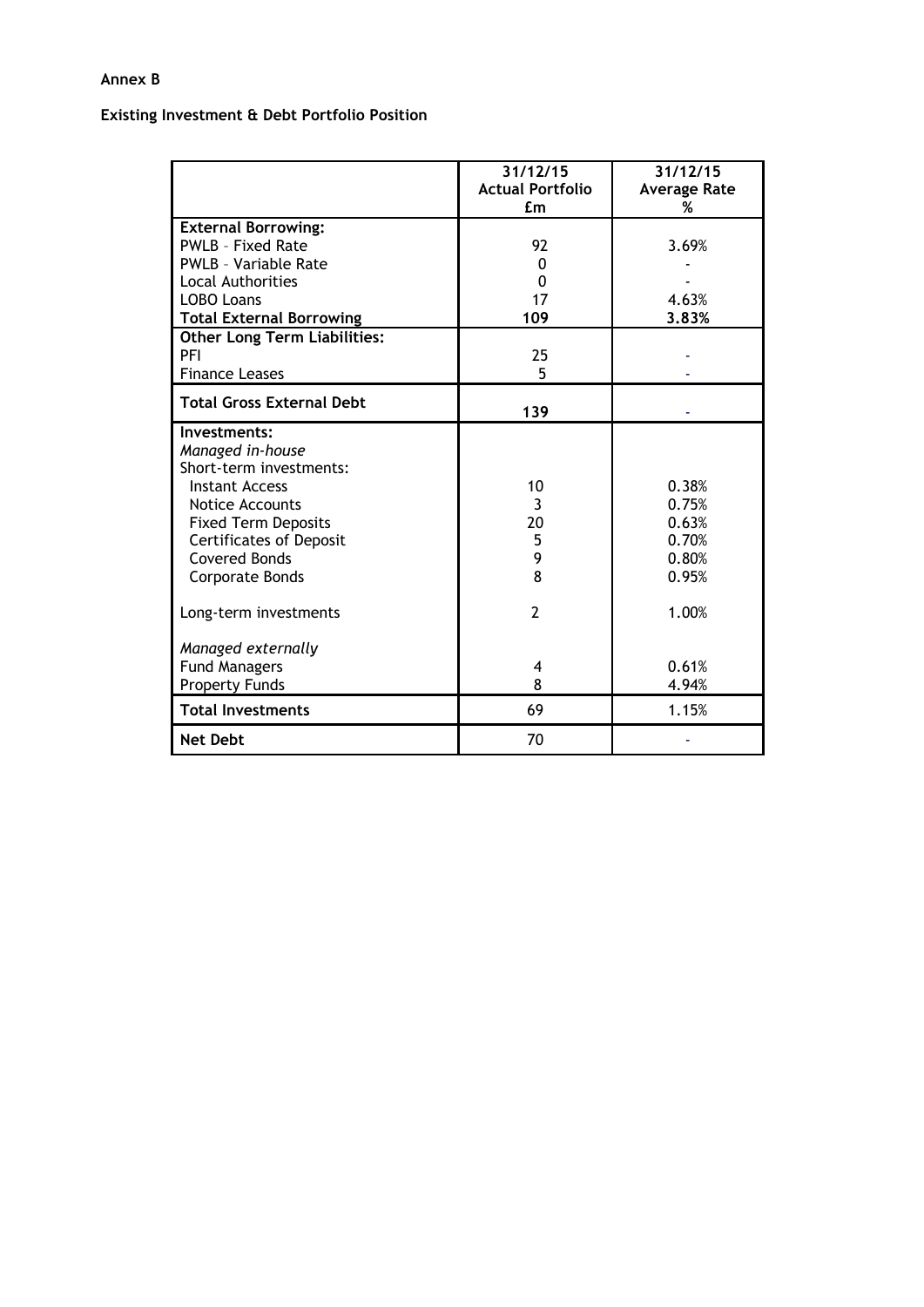**Annex B**

**Existing Investment & Debt Portfolio Position**

| | 31/12/15 Actual Portfolio £m | 31/12/15 Average Rate % |
|---|---|---|
| **External Borrowing:** | | |
| PWLB – Fixed Rate | 92 | 3.69% |
| PWLB – Variable Rate | 0 | - |
| Local Authorities | 0 | - |
| LOBO Loans | 17 | 4.63% |
| **Total External Borrowing** | **109** | **3.83%** |
| **Other Long Term Liabilities:** | | |
| PFI | 25 | - |
| Finance Leases | 5 | - |
| **Total Gross External Debt** | **139** | - |
| **Investments:** | | |
| *Managed in-house* | | |
| Short-term investments: | | |
| Instant Access | 10 | 0.38% |
| Notice Accounts | 3 | 0.75% |
| Fixed Term Deposits | 20 | 0.63% |
| Certificates of Deposit | 5 | 0.70% |
| Covered Bonds | 9 | 0.80% |
| Corporate Bonds | 8 | 0.95% |
| Long-term investments | 2 | 1.00% |
| *Managed externally* | | |
| Fund Managers | 4 | 0.61% |
| Property Funds | 8 | 4.94% |
| **Total Investments** | 69 | 1.15% |
| **Net Debt** | 70 | - |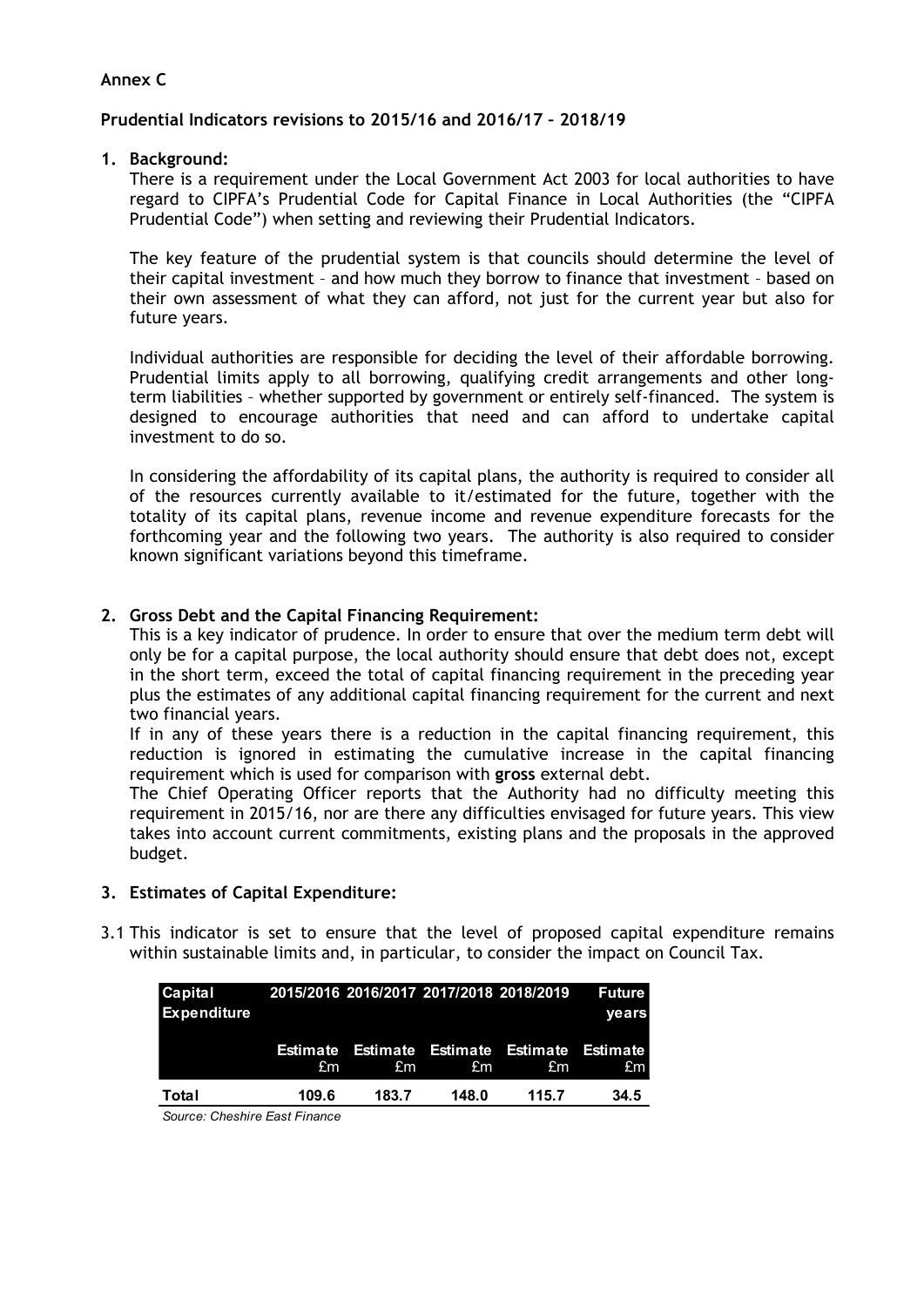**Annex C**

**Prudential Indicators revisions to 2015/16 and 2016/17 – 2018/19**

1. **Background:**

   There is a requirement under the Local Government Act 2003 for local authorities to have regard to CIPFA's Prudential Code for Capital Finance in Local Authorities (the "CIPFA Prudential Code") when setting and reviewing their Prudential Indicators.

   The key feature of the prudential system is that councils should determine the level of their capital investment – and how much they borrow to finance that investment – based on their own assessment of what they can afford, not just for the current year but also for future years.

   Individual authorities are responsible for deciding the level of their affordable borrowing. Prudential limits apply to all borrowing, qualifying credit arrangements and other long-term liabilities – whether supported by government or entirely self-financed. The system is designed to encourage authorities that need and can afford to undertake capital investment to do so.

   In considering the affordability of its capital plans, the authority is required to consider all of the resources currently available to it/estimated for the future, together with the totality of its capital plans, revenue income and revenue expenditure forecasts for the forthcoming year and the following two years. The authority is also required to consider known significant variations beyond this timeframe.

2. **Gross Debt and the Capital Financing Requirement:**

   This is a key indicator of prudence. In order to ensure that over the medium term debt will only be for a capital purpose, the local authority should ensure that debt does not, except in the short term, exceed the total of capital financing requirement in the preceding year plus the estimates of any additional capital financing requirement for the current and next two financial years.

   If in any of these years there is a reduction in the capital financing requirement, this reduction is ignored in estimating the cumulative increase in the capital financing requirement which is used for comparison with **gross** external debt.

   The Chief Operating Officer reports that the Authority had no difficulty meeting this requirement in 2015/16, nor are there any difficulties envisaged for future years. This view takes into account current commitments, existing plans and the proposals in the approved budget.

3. **Estimates of Capital Expenditure:**

3.1 This indicator is set to ensure that the level of proposed capital expenditure remains within sustainable limits and, in particular, to consider the impact on Council Tax.

| Capital Expenditure | 2015/2016 | 2016/2017 | 2017/2018 | 2018/2019 | Future years |
|---|---|---|---|---|---|
| | Estimate £m | Estimate £m | Estimate £m | Estimate £m | Estimate £m |
| **Total** | **109.6** | **183.7** | **148.0** | **115.7** | **34.5** |

*Source: Cheshire East Finance*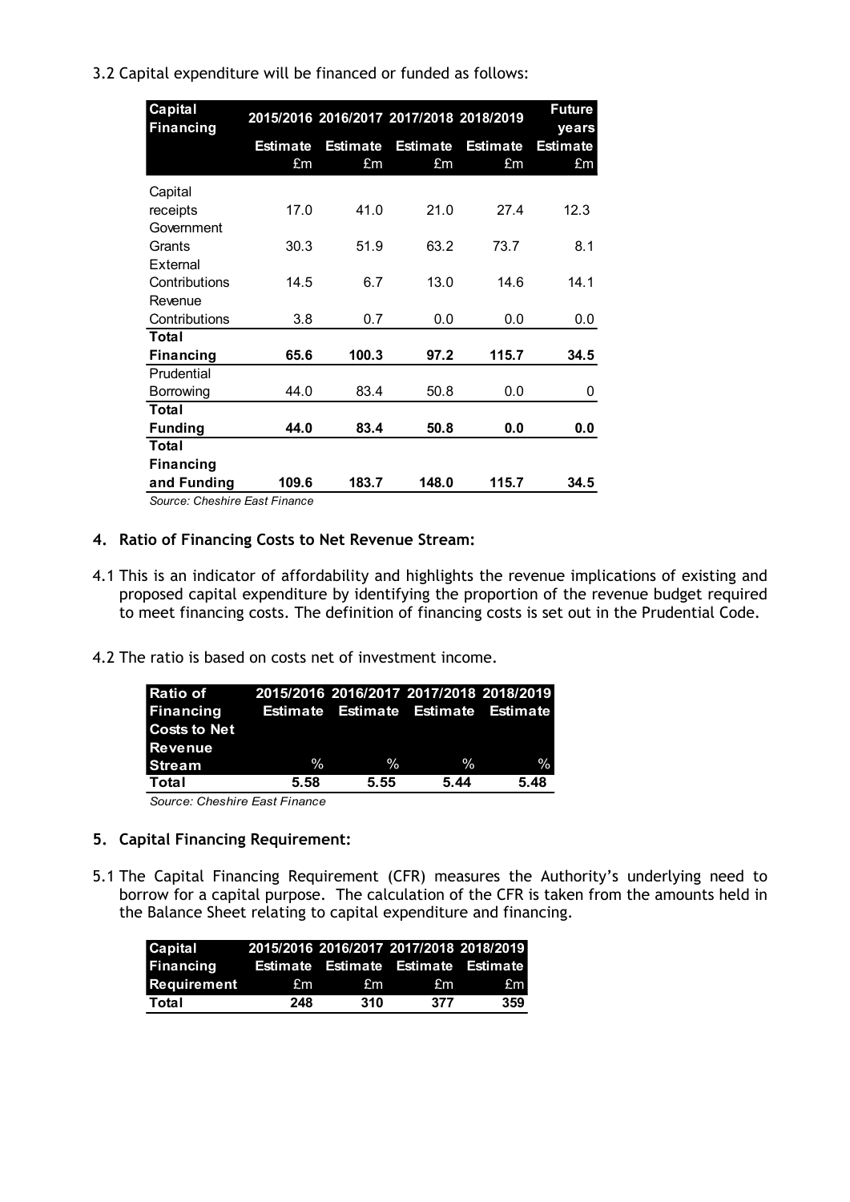3.2 Capital expenditure will be financed or funded as follows:

| Capital Financing | 2015/2016 | 2016/2017 | 2017/2018 | 2018/2019 | Future years |
|---|---|---|---|---|---|
| | Estimate £m | Estimate £m | Estimate £m | Estimate £m | Estimate £m |
| Capital receipts | 17.0 | 41.0 | 21.0 | 27.4 | 12.3 |
| Government Grants | 30.3 | 51.9 | 63.2 | 73.7 | 8.1 |
| External Contributions | 14.5 | 6.7 | 13.0 | 14.6 | 14.1 |
| Revenue Contributions | 3.8 | 0.7 | 0.0 | 0.0 | 0.0 |
| **Total Financing** | **65.6** | **100.3** | **97.2** | **115.7** | **34.5** |
| Prudential Borrowing | 44.0 | 83.4 | 50.8 | 0.0 | 0 |
| **Total Funding** | **44.0** | **83.4** | **50.8** | **0.0** | **0.0** |
| **Total Financing and Funding** | **109.6** | **183.7** | **148.0** | **115.7** | **34.5** |

*Source: Cheshire East Finance*

**4. Ratio of Financing Costs to Net Revenue Stream:**

4.1 This is an indicator of affordability and highlights the revenue implications of existing and proposed capital expenditure by identifying the proportion of the revenue budget required to meet financing costs. The definition of financing costs is set out in the Prudential Code.

4.2 The ratio is based on costs net of investment income.

| Ratio of Financing Costs to Net Revenue Stream | 2015/2016 Estimate % | 2016/2017 Estimate % | 2017/2018 Estimate % | 2018/2019 Estimate % |
|---|---|---|---|---|
| **Total** | **5.58** | **5.55** | **5.44** | **5.48** |

*Source: Cheshire East Finance*

**5. Capital Financing Requirement:**

5.1 The Capital Financing Requirement (CFR) measures the Authority's underlying need to borrow for a capital purpose. The calculation of the CFR is taken from the amounts held in the Balance Sheet relating to capital expenditure and financing.

| Capital Financing Requirement | 2015/2016 Estimate £m | 2016/2017 Estimate £m | 2017/2018 Estimate £m | 2018/2019 Estimate £m |
|---|---|---|---|---|
| **Total** | **248** | **310** | **377** | **359** |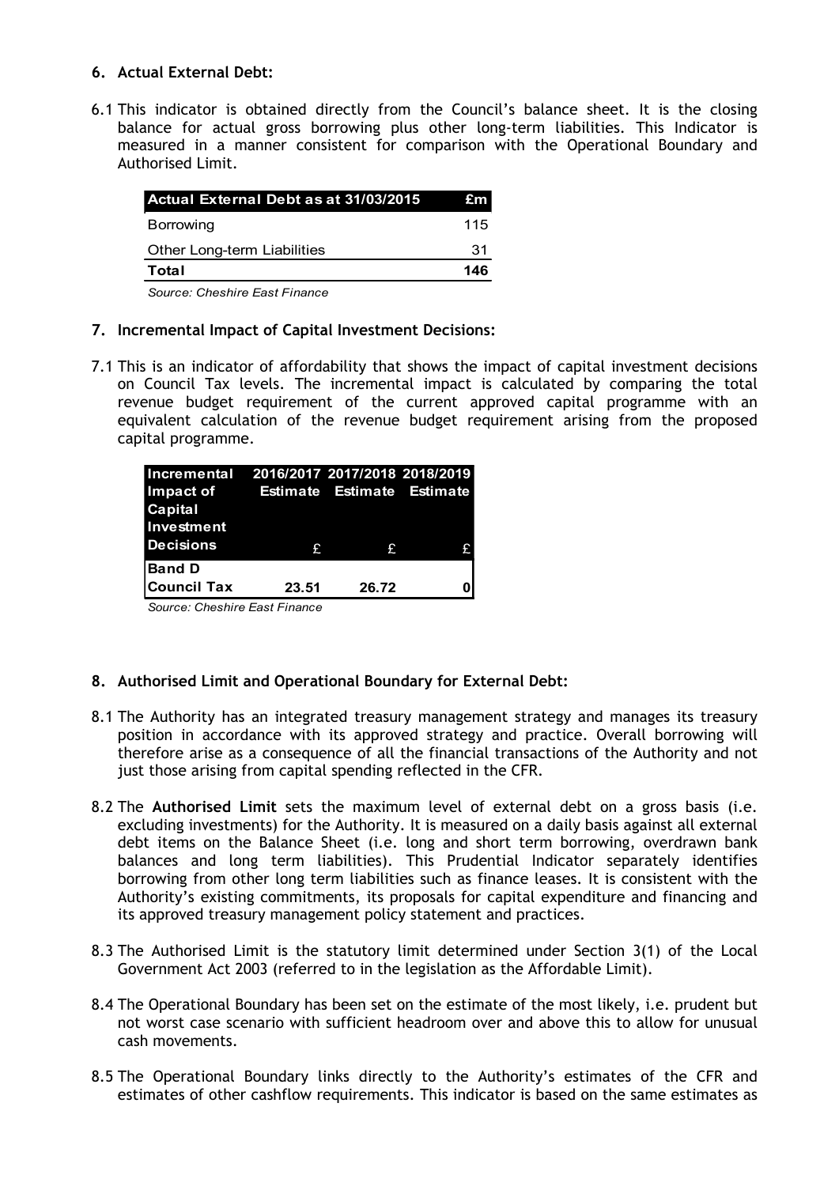### 6. Actual External Debt:

6.1 This indicator is obtained directly from the Council's balance sheet. It is the closing balance for actual gross borrowing plus other long-term liabilities. This Indicator is measured in a manner consistent for comparison with the Operational Boundary and Authorised Limit.

| Actual External Debt as at 31/03/2015 | £m |
|---|---|
| Borrowing | 115 |
| Other Long-term Liabilities | 31 |
| **Total** | **146** |

*Source: Cheshire East Finance*

### 7. Incremental Impact of Capital Investment Decisions:

7.1 This is an indicator of affordability that shows the impact of capital investment decisions on Council Tax levels. The incremental impact is calculated by comparing the total revenue budget requirement of the current approved capital programme with an equivalent calculation of the revenue budget requirement arising from the proposed capital programme.

| Incremental Impact of Capital Investment Decisions | 2016/2017 Estimate £ | 2017/2018 Estimate £ | 2018/2019 Estimate £ |
|---|---|---|---|
| **Band D Council Tax** | **23.51** | **26.72** | **0** |

*Source: Cheshire East Finance*

### 8. Authorised Limit and Operational Boundary for External Debt:

8.1 The Authority has an integrated treasury management strategy and manages its treasury position in accordance with its approved strategy and practice. Overall borrowing will therefore arise as a consequence of all the financial transactions of the Authority and not just those arising from capital spending reflected in the CFR.

8.2 The **Authorised Limit** sets the maximum level of external debt on a gross basis (i.e. excluding investments) for the Authority. It is measured on a daily basis against all external debt items on the Balance Sheet (i.e. long and short term borrowing, overdrawn bank balances and long term liabilities). This Prudential Indicator separately identifies borrowing from other long term liabilities such as finance leases. It is consistent with the Authority's existing commitments, its proposals for capital expenditure and financing and its approved treasury management policy statement and practices.

8.3 The Authorised Limit is the statutory limit determined under Section 3(1) of the Local Government Act 2003 (referred to in the legislation as the Affordable Limit).

8.4 The Operational Boundary has been set on the estimate of the most likely, i.e. prudent but not worst case scenario with sufficient headroom over and above this to allow for unusual cash movements.

8.5 The Operational Boundary links directly to the Authority's estimates of the CFR and estimates of other cashflow requirements. This indicator is based on the same estimates as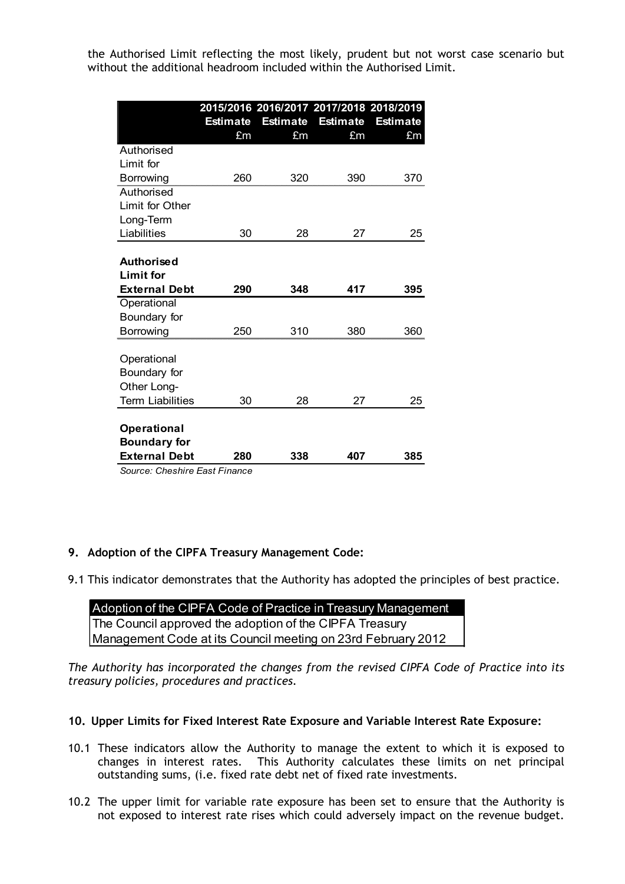the Authorised Limit reflecting the most likely, prudent but not worst case scenario but without the additional headroom included within the Authorised Limit.

| | 2015/2016 Estimate £m | 2016/2017 Estimate £m | 2017/2018 Estimate £m | 2018/2019 Estimate £m |
|---|---|---|---|---|
| Authorised Limit for Borrowing | 260 | 320 | 390 | 370 |
| Authorised Limit for Other Long-Term Liabilities | 30 | 28 | 27 | 25 |
| **Authorised Limit for External Debt** | **290** | **348** | **417** | **395** |
| Operational Boundary for Borrowing | 250 | 310 | 380 | 360 |
| Operational Boundary for Other Long-Term Liabilities | 30 | 28 | 27 | 25 |
| **Operational Boundary for External Debt** | **280** | **338** | **407** | **385** |

*Source: Cheshire East Finance*

## 9. Adoption of the CIPFA Treasury Management Code:

9.1 This indicator demonstrates that the Authority has adopted the principles of best practice.

| Adoption of the CIPFA Code of Practice in Treasury Management |
|---|
| The Council approved the adoption of the CIPFA Treasury Management Code at its Council meeting on 23rd February 2012 |

*The Authority has incorporated the changes from the revised CIPFA Code of Practice into its treasury policies, procedures and practices.*

## 10. Upper Limits for Fixed Interest Rate Exposure and Variable Interest Rate Exposure:

10.1 These indicators allow the Authority to manage the extent to which it is exposed to changes in interest rates. This Authority calculates these limits on net principal outstanding sums, (i.e. fixed rate debt net of fixed rate investments.

10.2 The upper limit for variable rate exposure has been set to ensure that the Authority is not exposed to interest rate rises which could adversely impact on the revenue budget.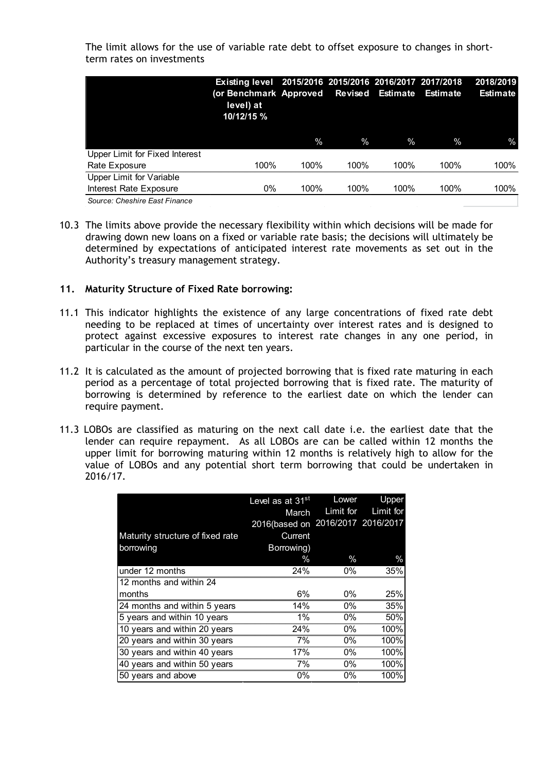The limit allows for the use of variable rate debt to offset exposure to changes in short-term rates on investments

| | Existing level (or Benchmark level) at 10/12/15 % | 2015/2016 Approved | 2015/2016 Revised | 2016/2017 Estimate | 2017/2018 Estimate | 2018/2019 Estimate |
|---|---|---|---|---|---|---|
| | | % | % | % | % | % |
| Upper Limit for Fixed Interest Rate Exposure | 100% | 100% | 100% | 100% | 100% | 100% |
| Upper Limit for Variable Interest Rate Exposure | 0% | 100% | 100% | 100% | 100% | 100% |

*Source: Cheshire East Finance*

10.3 The limits above provide the necessary flexibility within which decisions will be made for drawing down new loans on a fixed or variable rate basis; the decisions will ultimately be determined by expectations of anticipated interest rate movements as set out in the Authority's treasury management strategy.

## 11. Maturity Structure of Fixed Rate borrowing:

11.1 This indicator highlights the existence of any large concentrations of fixed rate debt needing to be replaced at times of uncertainty over interest rates and is designed to protect against excessive exposures to interest rate changes in any one period, in particular in the course of the next ten years.

11.2 It is calculated as the amount of projected borrowing that is fixed rate maturing in each period as a percentage of total projected borrowing that is fixed rate. The maturity of borrowing is determined by reference to the earliest date on which the lender can require payment.

11.3 LOBOs are classified as maturing on the next call date i.e. the earliest date that the lender can require repayment. As all LOBOs are can be called within 12 months the upper limit for borrowing maturing within 12 months is relatively high to allow for the value of LOBOs and any potential short term borrowing that could be undertaken in 2016/17.

| Maturity structure of fixed rate borrowing | Level as at 31st March 2016(based on Current Borrowing) | Lower Limit for 2016/2017 | Upper Limit for 2016/2017 |
|---|---|---|---|
| | % | % | % |
| under 12 months | 24% | 0% | 35% |
| 12 months and within 24 months | 6% | 0% | 25% |
| 24 months and within 5 years | 14% | 0% | 35% |
| 5 years and within 10 years | 1% | 0% | 50% |
| 10 years and within 20 years | 24% | 0% | 100% |
| 20 years and within 30 years | 7% | 0% | 100% |
| 30 years and within 40 years | 17% | 0% | 100% |
| 40 years and within 50 years | 7% | 0% | 100% |
| 50 years and above | 0% | 0% | 100% |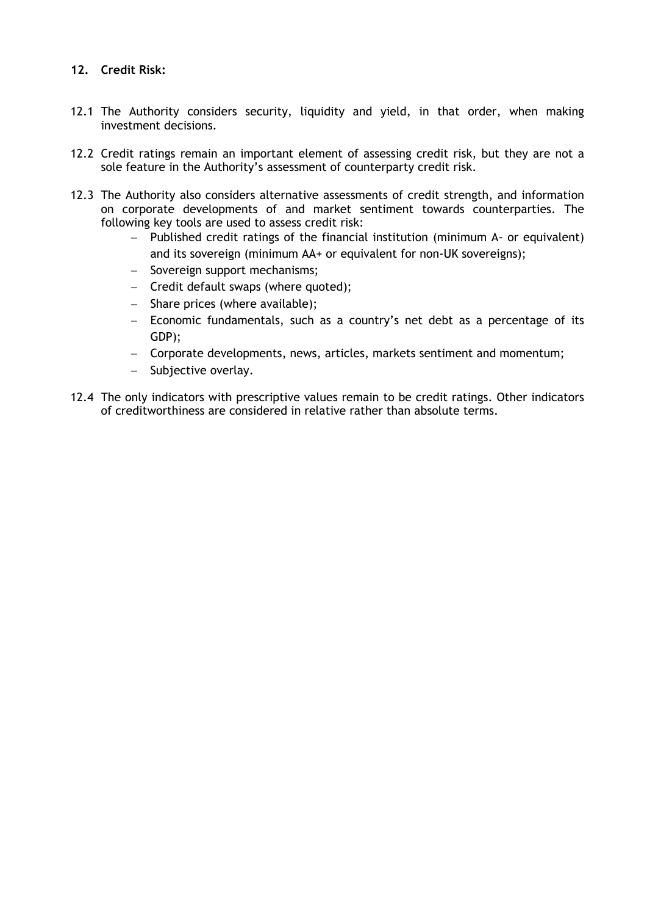## 12. Credit Risk:

12.1 The Authority considers security, liquidity and yield, in that order, when making investment decisions.

12.2 Credit ratings remain an important element of assessing credit risk, but they are not a sole feature in the Authority's assessment of counterparty credit risk.

12.3 The Authority also considers alternative assessments of credit strength, and information on corporate developments of and market sentiment towards counterparties. The following key tools are used to assess credit risk:

- Published credit ratings of the financial institution (minimum A- or equivalent) and its sovereign (minimum AA+ or equivalent for non-UK sovereigns);
- Sovereign support mechanisms;
- Credit default swaps (where quoted);
- Share prices (where available);
- Economic fundamentals, such as a country's net debt as a percentage of its GDP);
- Corporate developments, news, articles, markets sentiment and momentum;
- Subjective overlay.

12.4 The only indicators with prescriptive values remain to be credit ratings. Other indicators of creditworthiness are considered in relative rather than absolute terms.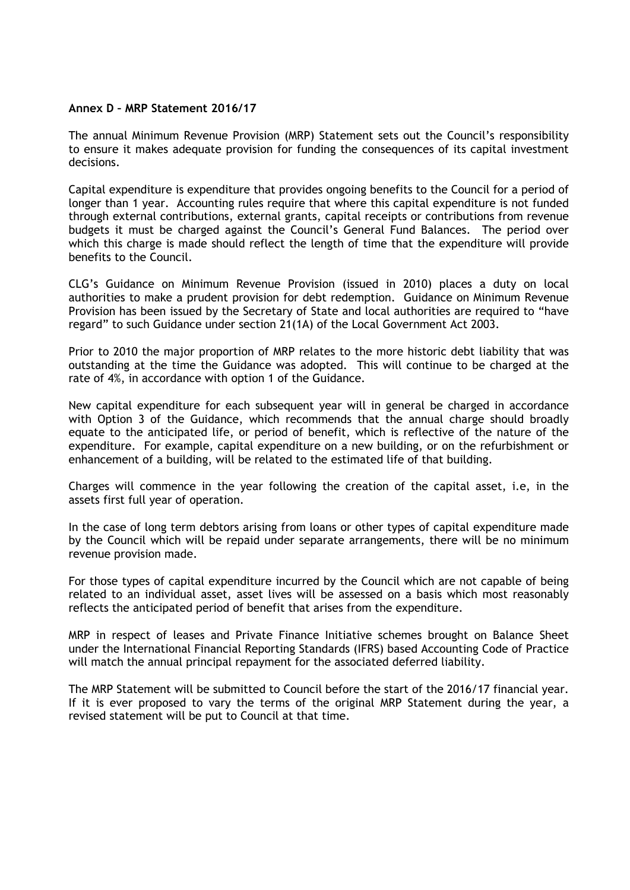**Annex D – MRP Statement 2016/17**

The annual Minimum Revenue Provision (MRP) Statement sets out the Council's responsibility to ensure it makes adequate provision for funding the consequences of its capital investment decisions.

Capital expenditure is expenditure that provides ongoing benefits to the Council for a period of longer than 1 year. Accounting rules require that where this capital expenditure is not funded through external contributions, external grants, capital receipts or contributions from revenue budgets it must be charged against the Council's General Fund Balances. The period over which this charge is made should reflect the length of time that the expenditure will provide benefits to the Council.

CLG's Guidance on Minimum Revenue Provision (issued in 2010) places a duty on local authorities to make a prudent provision for debt redemption. Guidance on Minimum Revenue Provision has been issued by the Secretary of State and local authorities are required to "have regard" to such Guidance under section 21(1A) of the Local Government Act 2003.

Prior to 2010 the major proportion of MRP relates to the more historic debt liability that was outstanding at the time the Guidance was adopted. This will continue to be charged at the rate of 4%, in accordance with option 1 of the Guidance.

New capital expenditure for each subsequent year will in general be charged in accordance with Option 3 of the Guidance, which recommends that the annual charge should broadly equate to the anticipated life, or period of benefit, which is reflective of the nature of the expenditure. For example, capital expenditure on a new building, or on the refurbishment or enhancement of a building, will be related to the estimated life of that building.

Charges will commence in the year following the creation of the capital asset, i.e, in the assets first full year of operation.

In the case of long term debtors arising from loans or other types of capital expenditure made by the Council which will be repaid under separate arrangements, there will be no minimum revenue provision made.

For those types of capital expenditure incurred by the Council which are not capable of being related to an individual asset, asset lives will be assessed on a basis which most reasonably reflects the anticipated period of benefit that arises from the expenditure.

MRP in respect of leases and Private Finance Initiative schemes brought on Balance Sheet under the International Financial Reporting Standards (IFRS) based Accounting Code of Practice will match the annual principal repayment for the associated deferred liability.

The MRP Statement will be submitted to Council before the start of the 2016/17 financial year. If it is ever proposed to vary the terms of the original MRP Statement during the year, a revised statement will be put to Council at that time.